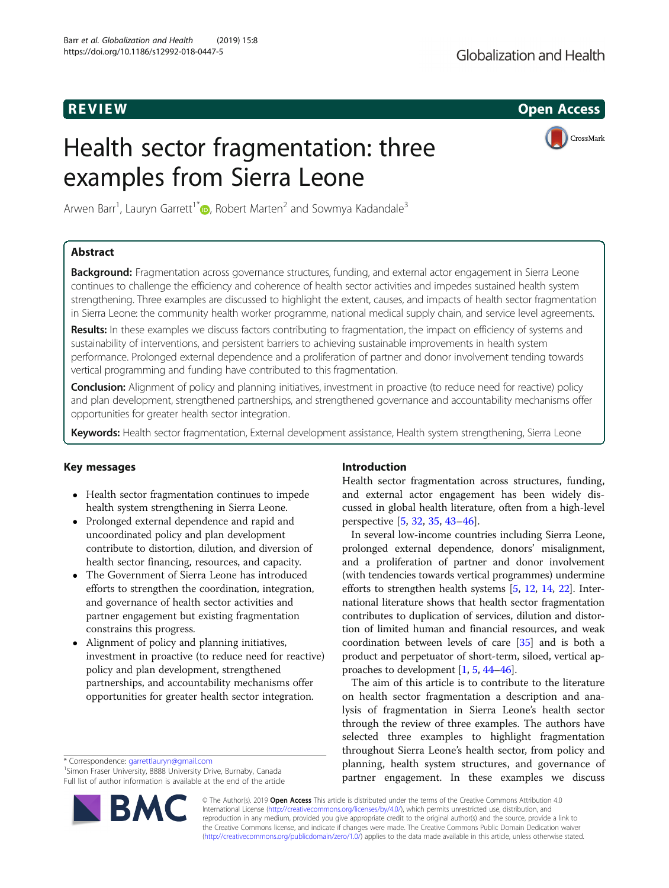REVIEW

Open Access

# Health sector fragmentation: three examples from Sierra Leone

Arwen Barr[1], Lauryn Garrett[1*], Robert Marten[2] and Sowmya Kadandale[3]

## Abstract

**Background:** Fragmentation across governance structures, funding, and external actor engagement in Sierra Leone continues to challenge the efficiency and coherence of health sector activities and impedes sustained health system strengthening. Three examples are discussed to highlight the extent, causes, and impacts of health sector fragmentation in Sierra Leone: the community health worker programme, national medical supply chain, and service level agreements.

**Results:** In these examples we discuss factors contributing to fragmentation, the impact on efficiency of systems and sustainability of interventions, and persistent barriers to achieving sustainable improvements in health system performance. Prolonged external dependence and a proliferation of partner and donor involvement tending towards vertical programming and funding have contributed to this fragmentation.

**Conclusion:** Alignment of policy and planning initiatives, investment in proactive (to reduce need for reactive) policy and plan development, strengthened partnerships, and strengthened governance and accountability mechanisms offer opportunities for greater health sector integration.

**Keywords:** Health sector fragmentation, External development assistance, Health system strengthening, Sierra Leone

## Key messages

- Health sector fragmentation continues to impede health system strengthening in Sierra Leone.
- Prolonged external dependence and rapid and uncoordinated policy and plan development contribute to distortion, dilution, and diversion of health sector financing, resources, and capacity.
- The Government of Sierra Leone has introduced efforts to strengthen the coordination, integration, and governance of health sector activities and partner engagement but existing fragmentation constrains this progress.
- Alignment of policy and planning initiatives, investment in proactive (to reduce need for reactive) policy and plan development, strengthened partnerships, and accountability mechanisms offer opportunities for greater health sector integration.

## Introduction

Health sector fragmentation across structures, funding, and external actor engagement has been widely discussed in global health literature, often from a high-level perspective [5, 32, 35, 43–46].

In several low-income countries including Sierra Leone, prolonged external dependence, donors' misalignment, and a proliferation of partner and donor involvement (with tendencies towards vertical programmes) undermine efforts to strengthen health systems [5, 12, 14, 22]. International literature shows that health sector fragmentation contributes to duplication of services, dilution and distortion of limited human and financial resources, and weak coordination between levels of care [35] and is both a product and perpetuator of short-term, siloed, vertical approaches to development [1, 5, 44–46].

The aim of this article is to contribute to the literature on health sector fragmentation a description and analysis of fragmentation in Sierra Leone's health sector through the review of three examples. The authors have selected three examples to highlight fragmentation throughout Sierra Leone's health sector, from policy and planning, health system structures, and governance of partner engagement. In these examples we discuss

\* Correspondence: garrettlauryn@gmail.com
[1]Simon Fraser University, 8888 University Drive, Burnaby, Canada
Full list of author information is available at the end of the article

© The Author(s). 2019 **Open Access** This article is distributed under the terms of the Creative Commons Attribution 4.0 International License (http://creativecommons.org/licenses/by/4.0/), which permits unrestricted use, distribution, and reproduction in any medium, provided you give appropriate credit to the original author(s) and the source, provide a link to the Creative Commons license, and indicate if changes were made. The Creative Commons Public Domain Dedication waiver (http://creativecommons.org/publicdomain/zero/1.0/) applies to the data made available in this article, unless otherwise stated.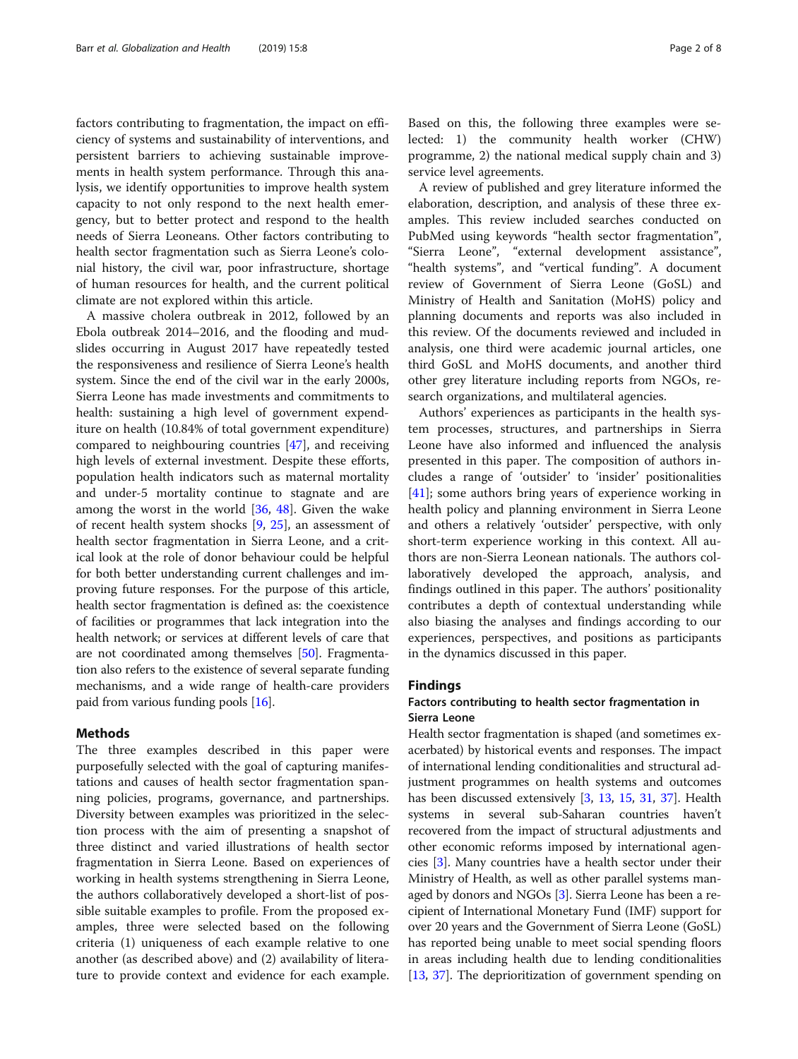factors contributing to fragmentation, the impact on efficiency of systems and sustainability of interventions, and persistent barriers to achieving sustainable improvements in health system performance. Through this analysis, we identify opportunities to improve health system capacity to not only respond to the next health emergency, but to better protect and respond to the health needs of Sierra Leoneans. Other factors contributing to health sector fragmentation such as Sierra Leone's colonial history, the civil war, poor infrastructure, shortage of human resources for health, and the current political climate are not explored within this article.

A massive cholera outbreak in 2012, followed by an Ebola outbreak 2014–2016, and the flooding and mudslides occurring in August 2017 have repeatedly tested the responsiveness and resilience of Sierra Leone's health system. Since the end of the civil war in the early 2000s, Sierra Leone has made investments and commitments to health: sustaining a high level of government expenditure on health (10.84% of total government expenditure) compared to neighbouring countries [47], and receiving high levels of external investment. Despite these efforts, population health indicators such as maternal mortality and under-5 mortality continue to stagnate and are among the worst in the world [36, 48]. Given the wake of recent health system shocks [9, 25], an assessment of health sector fragmentation in Sierra Leone, and a critical look at the role of donor behaviour could be helpful for both better understanding current challenges and improving future responses. For the purpose of this article, health sector fragmentation is defined as: the coexistence of facilities or programmes that lack integration into the health network; or services at different levels of care that are not coordinated among themselves [50]. Fragmentation also refers to the existence of several separate funding mechanisms, and a wide range of health-care providers paid from various funding pools [16].

## Methods

The three examples described in this paper were purposefully selected with the goal of capturing manifestations and causes of health sector fragmentation spanning policies, programs, governance, and partnerships. Diversity between examples was prioritized in the selection process with the aim of presenting a snapshot of three distinct and varied illustrations of health sector fragmentation in Sierra Leone. Based on experiences of working in health systems strengthening in Sierra Leone, the authors collaboratively developed a short-list of possible suitable examples to profile. From the proposed examples, three were selected based on the following criteria (1) uniqueness of each example relative to one another (as described above) and (2) availability of literature to provide context and evidence for each example. Based on this, the following three examples were selected: 1) the community health worker (CHW) programme, 2) the national medical supply chain and 3) service level agreements.

A review of published and grey literature informed the elaboration, description, and analysis of these three examples. This review included searches conducted on PubMed using keywords "health sector fragmentation", "Sierra Leone", "external development assistance", "health systems", and "vertical funding". A document review of Government of Sierra Leone (GoSL) and Ministry of Health and Sanitation (MoHS) policy and planning documents and reports was also included in this review. Of the documents reviewed and included in analysis, one third were academic journal articles, one third GoSL and MoHS documents, and another third other grey literature including reports from NGOs, research organizations, and multilateral agencies.

Authors' experiences as participants in the health system processes, structures, and partnerships in Sierra Leone have also informed and influenced the analysis presented in this paper. The composition of authors includes a range of 'outsider' to 'insider' positionalities [41]; some authors bring years of experience working in health policy and planning environment in Sierra Leone and others a relatively 'outsider' perspective, with only short-term experience working in this context. All authors are non-Sierra Leonean nationals. The authors collaboratively developed the approach, analysis, and findings outlined in this paper. The authors' positionality contributes a depth of contextual understanding while also biasing the analyses and findings according to our experiences, perspectives, and positions as participants in the dynamics discussed in this paper.

## Findings

### Factors contributing to health sector fragmentation in Sierra Leone

Health sector fragmentation is shaped (and sometimes exacerbated) by historical events and responses. The impact of international lending conditionalities and structural adjustment programmes on health systems and outcomes has been discussed extensively [3, 13, 15, 31, 37]. Health systems in several sub-Saharan countries haven't recovered from the impact of structural adjustments and other economic reforms imposed by international agencies [3]. Many countries have a health sector under their Ministry of Health, as well as other parallel systems managed by donors and NGOs [3]. Sierra Leone has been a recipient of International Monetary Fund (IMF) support for over 20 years and the Government of Sierra Leone (GoSL) has reported being unable to meet social spending floors in areas including health due to lending conditionalities [13, 37]. The deprioritization of government spending on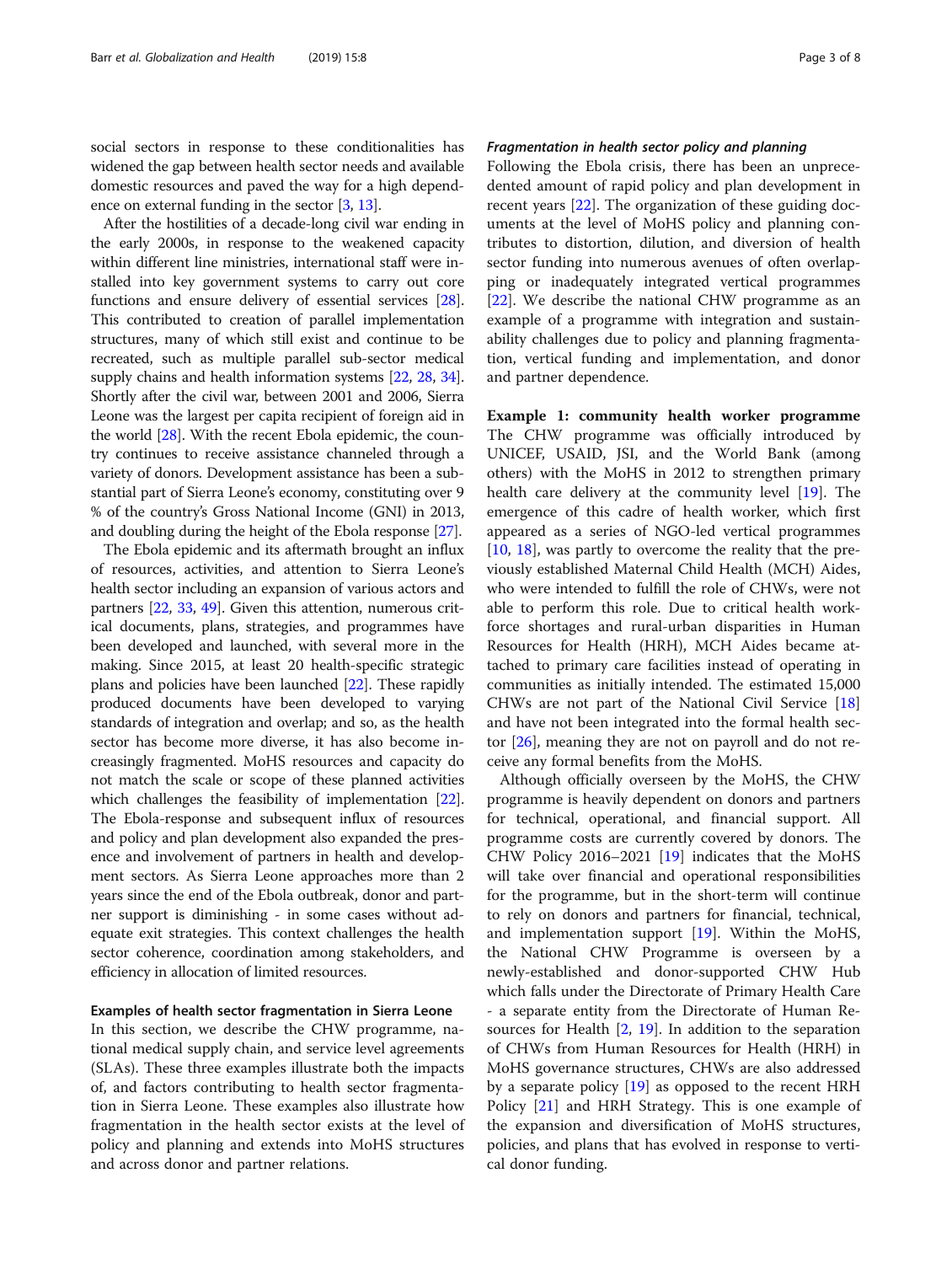social sectors in response to these conditionalities has widened the gap between health sector needs and available domestic resources and paved the way for a high dependence on external funding in the sector [3, 13].

After the hostilities of a decade-long civil war ending in the early 2000s, in response to the weakened capacity within different line ministries, international staff were installed into key government systems to carry out core functions and ensure delivery of essential services [28]. This contributed to creation of parallel implementation structures, many of which still exist and continue to be recreated, such as multiple parallel sub-sector medical supply chains and health information systems [22, 28, 34]. Shortly after the civil war, between 2001 and 2006, Sierra Leone was the largest per capita recipient of foreign aid in the world [28]. With the recent Ebola epidemic, the country continues to receive assistance channeled through a variety of donors. Development assistance has been a substantial part of Sierra Leone's economy, constituting over 9 % of the country's Gross National Income (GNI) in 2013, and doubling during the height of the Ebola response [27].

The Ebola epidemic and its aftermath brought an influx of resources, activities, and attention to Sierra Leone's health sector including an expansion of various actors and partners [22, 33, 49]. Given this attention, numerous critical documents, plans, strategies, and programmes have been developed and launched, with several more in the making. Since 2015, at least 20 health-specific strategic plans and policies have been launched [22]. These rapidly produced documents have been developed to varying standards of integration and overlap; and so, as the health sector has become more diverse, it has also become increasingly fragmented. MoHS resources and capacity do not match the scale or scope of these planned activities which challenges the feasibility of implementation [22]. The Ebola-response and subsequent influx of resources and policy and plan development also expanded the presence and involvement of partners in health and development sectors. As Sierra Leone approaches more than 2 years since the end of the Ebola outbreak, donor and partner support is diminishing - in some cases without adequate exit strategies. This context challenges the health sector coherence, coordination among stakeholders, and efficiency in allocation of limited resources.

## Examples of health sector fragmentation in Sierra Leone

In this section, we describe the CHW programme, national medical supply chain, and service level agreements (SLAs). These three examples illustrate both the impacts of, and factors contributing to health sector fragmentation in Sierra Leone. These examples also illustrate how fragmentation in the health sector exists at the level of policy and planning and extends into MoHS structures and across donor and partner relations.

### *Fragmentation in health sector policy and planning*

Following the Ebola crisis, there has been an unprecedented amount of rapid policy and plan development in recent years [22]. The organization of these guiding documents at the level of MoHS policy and planning contributes to distortion, dilution, and diversion of health sector funding into numerous avenues of often overlapping or inadequately integrated vertical programmes [22]. We describe the national CHW programme as an example of a programme with integration and sustainability challenges due to policy and planning fragmentation, vertical funding and implementation, and donor and partner dependence.

**Example 1: community health worker programme** The CHW programme was officially introduced by UNICEF, USAID, JSI, and the World Bank (among others) with the MoHS in 2012 to strengthen primary health care delivery at the community level [19]. The emergence of this cadre of health worker, which first appeared as a series of NGO-led vertical programmes [10, 18], was partly to overcome the reality that the previously established Maternal Child Health (MCH) Aides, who were intended to fulfill the role of CHWs, were not able to perform this role. Due to critical health workforce shortages and rural-urban disparities in Human Resources for Health (HRH), MCH Aides became attached to primary care facilities instead of operating in communities as initially intended. The estimated 15,000 CHWs are not part of the National Civil Service [18] and have not been integrated into the formal health sector [26], meaning they are not on payroll and do not receive any formal benefits from the MoHS.

Although officially overseen by the MoHS, the CHW programme is heavily dependent on donors and partners for technical, operational, and financial support. All programme costs are currently covered by donors. The CHW Policy 2016–2021 [19] indicates that the MoHS will take over financial and operational responsibilities for the programme, but in the short-term will continue to rely on donors and partners for financial, technical, and implementation support [19]. Within the MoHS, the National CHW Programme is overseen by a newly-established and donor-supported CHW Hub which falls under the Directorate of Primary Health Care - a separate entity from the Directorate of Human Resources for Health [2, 19]. In addition to the separation of CHWs from Human Resources for Health (HRH) in MoHS governance structures, CHWs are also addressed by a separate policy [19] as opposed to the recent HRH Policy [21] and HRH Strategy. This is one example of the expansion and diversification of MoHS structures, policies, and plans that has evolved in response to vertical donor funding.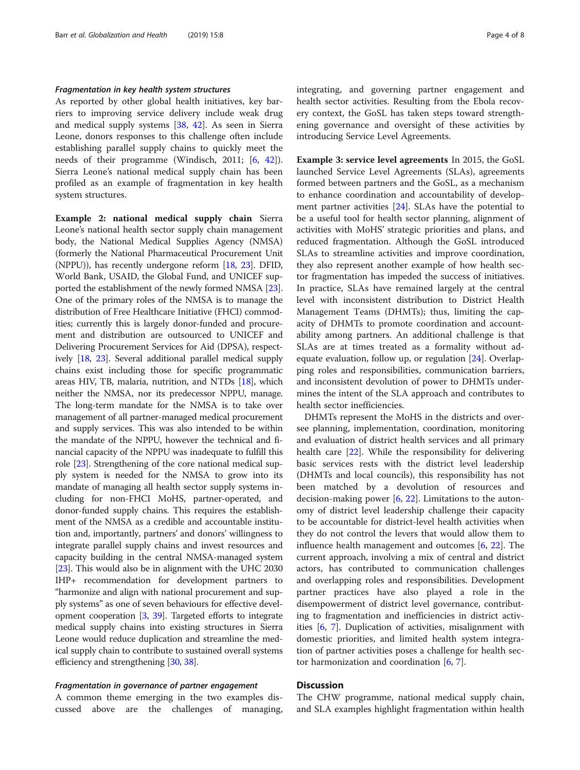### *Fragmentation in key health system structures*

As reported by other global health initiatives, key barriers to improving service delivery include weak drug and medical supply systems [38, 42]. As seen in Sierra Leone, donors responses to this challenge often include establishing parallel supply chains to quickly meet the needs of their programme (Windisch, 2011; [6, 42]). Sierra Leone's national medical supply chain has been profiled as an example of fragmentation in key health system structures.

**Example 2: national medical supply chain** Sierra Leone's national health sector supply chain management body, the National Medical Supplies Agency (NMSA) (formerly the National Pharmaceutical Procurement Unit (NPPU)), has recently undergone reform [18, 23]. DFID, World Bank, USAID, the Global Fund, and UNICEF supported the establishment of the newly formed NMSA [23]. One of the primary roles of the NMSA is to manage the distribution of Free Healthcare Initiative (FHCI) commodities; currently this is largely donor-funded and procurement and distribution are outsourced to UNICEF and Delivering Procurement Services for Aid (DPSA), respectively [18, 23]. Several additional parallel medical supply chains exist including those for specific programmatic areas HIV, TB, malaria, nutrition, and NTDs [18], which neither the NMSA, nor its predecessor NPPU, manage. The long-term mandate for the NMSA is to take over management of all partner-managed medical procurement and supply services. This was also intended to be within the mandate of the NPPU, however the technical and financial capacity of the NPPU was inadequate to fulfill this role [23]. Strengthening of the core national medical supply system is needed for the NMSA to grow into its mandate of managing all health sector supply systems including for non-FHCI MoHS, partner-operated, and donor-funded supply chains. This requires the establishment of the NMSA as a credible and accountable institution and, importantly, partners' and donors' willingness to integrate parallel supply chains and invest resources and capacity building in the central NMSA-managed system [23]. This would also be in alignment with the UHC 2030 IHP+ recommendation for development partners to "harmonize and align with national procurement and supply systems" as one of seven behaviours for effective development cooperation [3, 39]. Targeted efforts to integrate medical supply chains into existing structures in Sierra Leone would reduce duplication and streamline the medical supply chain to contribute to sustained overall systems efficiency and strengthening [30, 38].

### *Fragmentation in governance of partner engagement*

A common theme emerging in the two examples discussed above are the challenges of managing, integrating, and governing partner engagement and health sector activities. Resulting from the Ebola recovery context, the GoSL has taken steps toward strengthening governance and oversight of these activities by introducing Service Level Agreements.

**Example 3: service level agreements** In 2015, the GoSL launched Service Level Agreements (SLAs), agreements formed between partners and the GoSL, as a mechanism to enhance coordination and accountability of development partner activities [24]. SLAs have the potential to be a useful tool for health sector planning, alignment of activities with MoHS' strategic priorities and plans, and reduced fragmentation. Although the GoSL introduced SLAs to streamline activities and improve coordination, they also represent another example of how health sector fragmentation has impeded the success of initiatives. In practice, SLAs have remained largely at the central level with inconsistent distribution to District Health Management Teams (DHMTs); thus, limiting the capacity of DHMTs to promote coordination and accountability among partners. An additional challenge is that SLAs are at times treated as a formality without adequate evaluation, follow up, or regulation [24]. Overlapping roles and responsibilities, communication barriers, and inconsistent devolution of power to DHMTs undermines the intent of the SLA approach and contributes to health sector inefficiencies.

DHMTs represent the MoHS in the districts and oversee planning, implementation, coordination, monitoring and evaluation of district health services and all primary health care [22]. While the responsibility for delivering basic services rests with the district level leadership (DHMTs and local councils), this responsibility has not been matched by a devolution of resources and decision-making power [6, 22]. Limitations to the autonomy of district level leadership challenge their capacity to be accountable for district-level health activities when they do not control the levers that would allow them to influence health management and outcomes [6, 22]. The current approach, involving a mix of central and district actors, has contributed to communication challenges and overlapping roles and responsibilities. Development partner practices have also played a role in the disempowerment of district level governance, contributing to fragmentation and inefficiencies in district activities [6, 7]. Duplication of activities, misalignment with domestic priorities, and limited health system integration of partner activities poses a challenge for health sector harmonization and coordination [6, 7].

## Discussion

The CHW programme, national medical supply chain, and SLA examples highlight fragmentation within health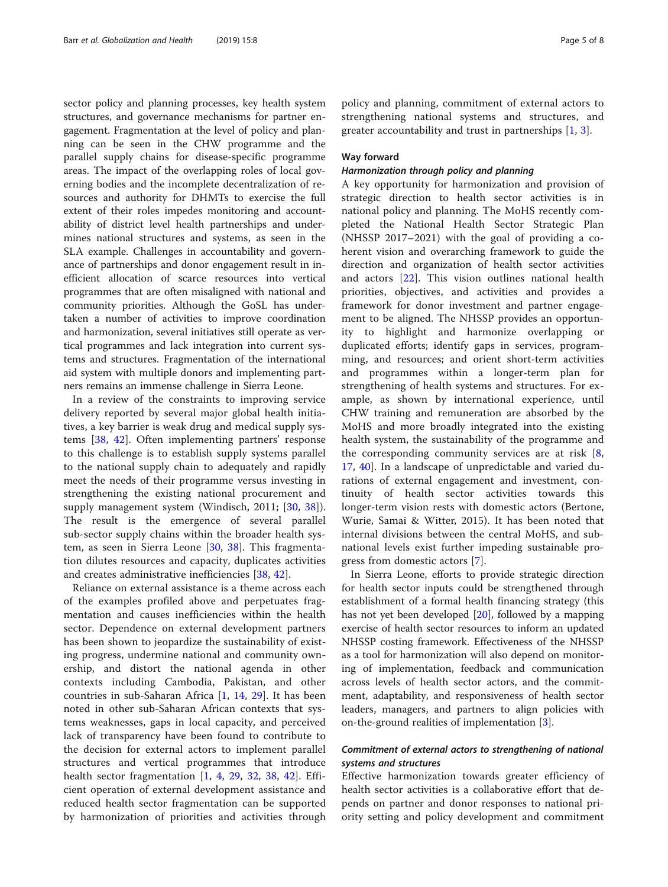sector policy and planning processes, key health system structures, and governance mechanisms for partner engagement. Fragmentation at the level of policy and planning can be seen in the CHW programme and the parallel supply chains for disease-specific programme areas. The impact of the overlapping roles of local governing bodies and the incomplete decentralization of resources and authority for DHMTs to exercise the full extent of their roles impedes monitoring and accountability of district level health partnerships and undermines national structures and systems, as seen in the SLA example. Challenges in accountability and governance of partnerships and donor engagement result in inefficient allocation of scarce resources into vertical programmes that are often misaligned with national and community priorities. Although the GoSL has undertaken a number of activities to improve coordination and harmonization, several initiatives still operate as vertical programmes and lack integration into current systems and structures. Fragmentation of the international aid system with multiple donors and implementing partners remains an immense challenge in Sierra Leone.

In a review of the constraints to improving service delivery reported by several major global health initiatives, a key barrier is weak drug and medical supply systems [38, 42]. Often implementing partners' response to this challenge is to establish supply systems parallel to the national supply chain to adequately and rapidly meet the needs of their programme versus investing in strengthening the existing national procurement and supply management system (Windisch, 2011; [30, 38]). The result is the emergence of several parallel sub-sector supply chains within the broader health system, as seen in Sierra Leone [30, 38]. This fragmentation dilutes resources and capacity, duplicates activities and creates administrative inefficiencies [38, 42].

Reliance on external assistance is a theme across each of the examples profiled above and perpetuates fragmentation and causes inefficiencies within the health sector. Dependence on external development partners has been shown to jeopardize the sustainability of existing progress, undermine national and community ownership, and distort the national agenda in other contexts including Cambodia, Pakistan, and other countries in sub-Saharan Africa [1, 14, 29]. It has been noted in other sub-Saharan African contexts that systems weaknesses, gaps in local capacity, and perceived lack of transparency have been found to contribute to the decision for external actors to implement parallel structures and vertical programmes that introduce health sector fragmentation [1, 4, 29, 32, 38, 42]. Efficient operation of external development assistance and reduced health sector fragmentation can be supported by harmonization of priorities and activities through policy and planning, commitment of external actors to strengthening national systems and structures, and greater accountability and trust in partnerships [1, 3].

## Way forward

### *Harmonization through policy and planning*

A key opportunity for harmonization and provision of strategic direction to health sector activities is in national policy and planning. The MoHS recently completed the National Health Sector Strategic Plan (NHSSP 2017–2021) with the goal of providing a coherent vision and overarching framework to guide the direction and organization of health sector activities and actors [22]. This vision outlines national health priorities, objectives, and activities and provides a framework for donor investment and partner engagement to be aligned. The NHSSP provides an opportunity to highlight and harmonize overlapping or duplicated efforts; identify gaps in services, programming, and resources; and orient short-term activities and programmes within a longer-term plan for strengthening of health systems and structures. For example, as shown by international experience, until CHW training and remuneration are absorbed by the MoHS and more broadly integrated into the existing health system, the sustainability of the programme and the corresponding community services are at risk [8, 17, 40]. In a landscape of unpredictable and varied durations of external engagement and investment, continuity of health sector activities towards this longer-term vision rests with domestic actors (Bertone, Wurie, Samai & Witter, 2015). It has been noted that internal divisions between the central MoHS, and subnational levels exist further impeding sustainable progress from domestic actors [7].

In Sierra Leone, efforts to provide strategic direction for health sector inputs could be strengthened through establishment of a formal health financing strategy (this has not yet been developed [20], followed by a mapping exercise of health sector resources to inform an updated NHSSP costing framework. Effectiveness of the NHSSP as a tool for harmonization will also depend on monitoring of implementation, feedback and communication across levels of health sector actors, and the commitment, adaptability, and responsiveness of health sector leaders, managers, and partners to align policies with on-the-ground realities of implementation [3].

### *Commitment of external actors to strengthening of national systems and structures*

Effective harmonization towards greater efficiency of health sector activities is a collaborative effort that depends on partner and donor responses to national priority setting and policy development and commitment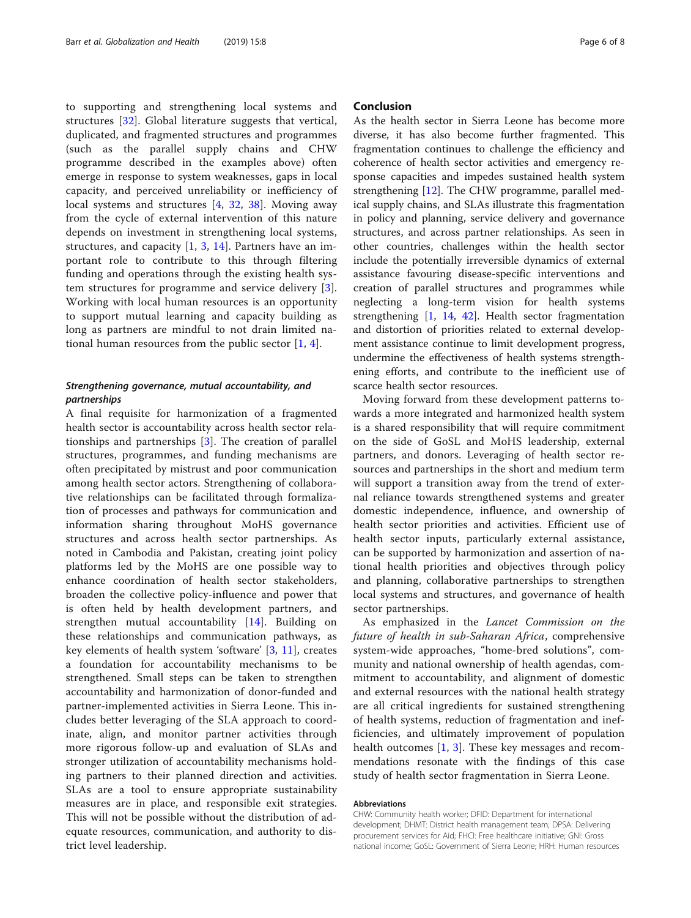to supporting and strengthening local systems and structures [32]. Global literature suggests that vertical, duplicated, and fragmented structures and programmes (such as the parallel supply chains and CHW programme described in the examples above) often emerge in response to system weaknesses, gaps in local capacity, and perceived unreliability or inefficiency of local systems and structures [4, 32, 38]. Moving away from the cycle of external intervention of this nature depends on investment in strengthening local systems, structures, and capacity [1, 3, 14]. Partners have an important role to contribute to this through filtering funding and operations through the existing health system structures for programme and service delivery [3]. Working with local human resources is an opportunity to support mutual learning and capacity building as long as partners are mindful to not drain limited national human resources from the public sector [1, 4].

### *Strengthening governance, mutual accountability, and partnerships*

A final requisite for harmonization of a fragmented health sector is accountability across health sector relationships and partnerships [3]. The creation of parallel structures, programmes, and funding mechanisms are often precipitated by mistrust and poor communication among health sector actors. Strengthening of collaborative relationships can be facilitated through formalization of processes and pathways for communication and information sharing throughout MoHS governance structures and across health sector partnerships. As noted in Cambodia and Pakistan, creating joint policy platforms led by the MoHS are one possible way to enhance coordination of health sector stakeholders, broaden the collective policy-influence and power that is often held by health development partners, and strengthen mutual accountability [14]. Building on these relationships and communication pathways, as key elements of health system 'software' [3, 11], creates a foundation for accountability mechanisms to be strengthened. Small steps can be taken to strengthen accountability and harmonization of donor-funded and partner-implemented activities in Sierra Leone. This includes better leveraging of the SLA approach to coordinate, align, and monitor partner activities through more rigorous follow-up and evaluation of SLAs and stronger utilization of accountability mechanisms holding partners to their planned direction and activities. SLAs are a tool to ensure appropriate sustainability measures are in place, and responsible exit strategies. This will not be possible without the distribution of adequate resources, communication, and authority to district level leadership.

## Conclusion

As the health sector in Sierra Leone has become more diverse, it has also become further fragmented. This fragmentation continues to challenge the efficiency and coherence of health sector activities and emergency response capacities and impedes sustained health system strengthening [12]. The CHW programme, parallel medical supply chains, and SLAs illustrate this fragmentation in policy and planning, service delivery and governance structures, and across partner relationships. As seen in other countries, challenges within the health sector include the potentially irreversible dynamics of external assistance favouring disease-specific interventions and creation of parallel structures and programmes while neglecting a long-term vision for health systems strengthening [1, 14, 42]. Health sector fragmentation and distortion of priorities related to external development assistance continue to limit development progress, undermine the effectiveness of health systems strengthening efforts, and contribute to the inefficient use of scarce health sector resources.

Moving forward from these development patterns towards a more integrated and harmonized health system is a shared responsibility that will require commitment on the side of GoSL and MoHS leadership, external partners, and donors. Leveraging of health sector resources and partnerships in the short and medium term will support a transition away from the trend of external reliance towards strengthened systems and greater domestic independence, influence, and ownership of health sector priorities and activities. Efficient use of health sector inputs, particularly external assistance, can be supported by harmonization and assertion of national health priorities and objectives through policy and planning, collaborative partnerships to strengthen local systems and structures, and governance of health sector partnerships.

As emphasized in the *Lancet Commission on the future of health in sub-Saharan Africa*, comprehensive system-wide approaches, "home-bred solutions", community and national ownership of health agendas, commitment to accountability, and alignment of domestic and external resources with the national health strategy are all critical ingredients for sustained strengthening of health systems, reduction of fragmentation and inefficiencies, and ultimately improvement of population health outcomes [1, 3]. These key messages and recommendations resonate with the findings of this case study of health sector fragmentation in Sierra Leone.

#### Abbreviations

CHW: Community health worker; DFID: Department for international development; DHMT: District health management team; DPSA: Delivering procurement services for Aid; FHCI: Free healthcare initiative; GNI: Gross national income; GoSL: Government of Sierra Leone; HRH: Human resources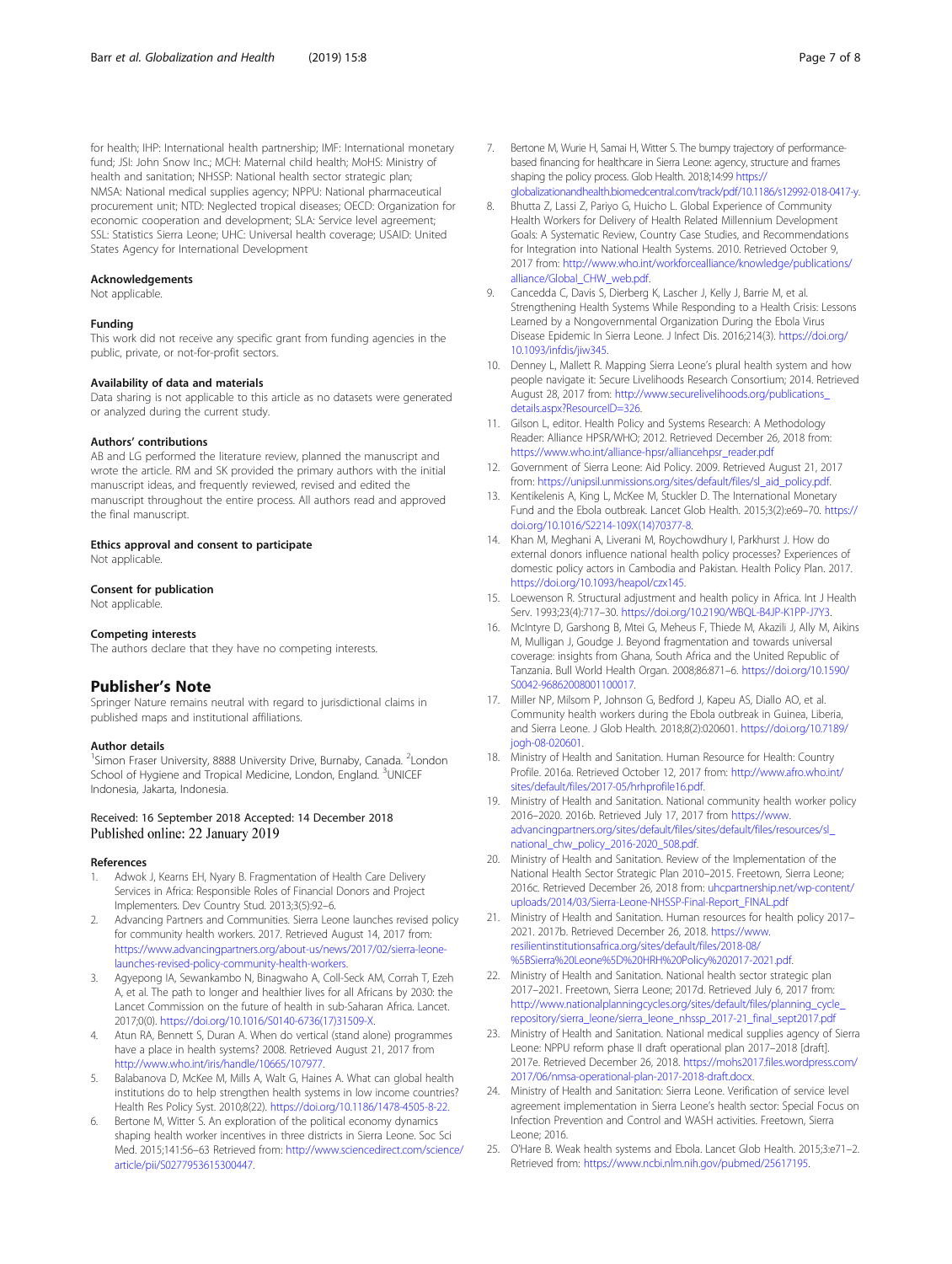for health; IHP: International health partnership; IMF: International monetary fund; JSI: John Snow Inc.; MCH: Maternal child health; MoHS: Ministry of health and sanitation; NHSSP: National health sector strategic plan; NMSA: National medical supplies agency; NPPU: National pharmaceutical procurement unit; NTD: Neglected tropical diseases; OECD: Organization for economic cooperation and development; SLA: Service level agreement; SSL: Statistics Sierra Leone; UHC: Universal health coverage; USAID: United States Agency for International Development

### Acknowledgements

Not applicable.

### Funding

This work did not receive any specific grant from funding agencies in the public, private, or not-for-profit sectors.

### Availability of data and materials

Data sharing is not applicable to this article as no datasets were generated or analyzed during the current study.

### Authors' contributions

AB and LG performed the literature review, planned the manuscript and wrote the article. RM and SK provided the primary authors with the initial manuscript ideas, and frequently reviewed, revised and edited the manuscript throughout the entire process. All authors read and approved the final manuscript.

### Ethics approval and consent to participate

Not applicable.

### Consent for publication

Not applicable.

### Competing interests

The authors declare that they have no competing interests.

## Publisher's Note

Springer Nature remains neutral with regard to jurisdictional claims in published maps and institutional affiliations.

### Author details

[1]Simon Fraser University, 8888 University Drive, Burnaby, Canada. [2]London School of Hygiene and Tropical Medicine, London, England. [3]UNICEF Indonesia, Jakarta, Indonesia.

Received: 16 September 2018 Accepted: 14 December 2018
Published online: 22 January 2019

### References

1. Adwok J, Kearns EH, Nyary B. Fragmentation of Health Care Delivery Services in Africa: Responsible Roles of Financial Donors and Project Implementers. Dev Country Stud. 2013;3(5):92–6.
2. Advancing Partners and Communities. Sierra Leone launches revised policy for community health workers. 2017. Retrieved August 14, 2017 from: https://www.advancingpartners.org/about-us/news/2017/02/sierra-leone-launches-revised-policy-community-health-workers.
3. Agyepong IA, Sewankambo N, Binagwaho A, Coll-Seck AM, Corrah T, Ezeh A, et al. The path to longer and healthier lives for all Africans by 2030: the Lancet Commission on the future of health in sub-Saharan Africa. Lancet. 2017;0(0). https://doi.org/10.1016/S0140-6736(17)31509-X.
4. Atun RA, Bennett S, Duran A. When do vertical (stand alone) programmes have a place in health systems? 2008. Retrieved August 21, 2017 from http://www.who.int/iris/handle/10665/107977.
5. Balabanova D, McKee M, Mills A, Walt G, Haines A. What can global health institutions do to help strengthen health systems in low income countries? Health Res Policy Syst. 2010;8(22). https://doi.org/10.1186/1478-4505-8-22.
6. Bertone M, Witter S. An exploration of the political economy dynamics shaping health worker incentives in three districts in Sierra Leone. Soc Sci Med. 2015;141:56–63 Retrieved from: http://www.sciencedirect.com/science/article/pii/S0277953615300447.
7. Bertone M, Wurie H, Samai H, Witter S. The bumpy trajectory of performance-based financing for healthcare in Sierra Leone: agency, structure and frames shaping the policy process. Glob Health. 2018;14:99 https://globalizationandhealth.biomedcentral.com/track/pdf/10.1186/s12992-018-0417-y.
8. Bhutta Z, Lassi Z, Pariyo G, Huicho L. Global Experience of Community Health Workers for Delivery of Health Related Millennium Development Goals: A Systematic Review, Country Case Studies, and Recommendations for Integration into National Health Systems. 2010. Retrieved October 9, 2017 from: http://www.who.int/workforcealliance/knowledge/publications/alliance/Global_CHW_web.pdf.
9. Cancedda C, Davis S, Dierberg K, Lascher J, Kelly J, Barrie M, et al. Strengthening Health Systems While Responding to a Health Crisis: Lessons Learned by a Nongovernmental Organization During the Ebola Virus Disease Epidemic In Sierra Leone. J Infect Dis. 2016;214(3). https://doi.org/10.1093/infdis/jiw345.
10. Denney L, Mallett R. Mapping Sierra Leone's plural health system and how people navigate it: Secure Livelihoods Research Consortium; 2014. Retrieved August 28, 2017 from: http://www.securelivelihoods.org/publications_details.aspx?ResourceID=326.
11. Gilson L, editor. Health Policy and Systems Research: A Methodology Reader: Alliance HPSR/WHO; 2012. Retrieved December 26, 2018 from: https://www.who.int/alliance-hpsr/alliancehpsr_reader.pdf
12. Government of Sierra Leone: Aid Policy. 2009. Retrieved August 21, 2017 from: https://unipsil.unmissions.org/sites/default/files/sl_aid_policy.pdf.
13. Kentikelenis A, King L, McKee M, Stuckler D. The International Monetary Fund and the Ebola outbreak. Lancet Glob Health. 2015;3(2):e69–70. https://doi.org/10.1016/S2214-109X(14)70377-8.
14. Khan M, Meghani A, Liverani M, Roychowdhury I, Parkhurst J. How do external donors influence national health policy processes? Experiences of domestic policy actors in Cambodia and Pakistan. Health Policy Plan. 2017. https://doi.org/10.1093/heapol/czx145.
15. Loewenson R. Structural adjustment and health policy in Africa. Int J Health Serv. 1993;23(4):717–30. https://doi.org/10.2190/WBQL-B4JP-K1PP-J7Y3.
16. McIntyre D, Garshong B, Mtei G, Meheus F, Thiede M, Akazili J, Ally M, Aikins M, Mulligan J, Goudge J. Beyond fragmentation and towards universal coverage: insights from Ghana, South Africa and the United Republic of Tanzania. Bull World Health Organ. 2008;86:871–6. https://doi.org/10.1590/S0042-96862008001100017.
17. Miller NP, Milsom P, Johnson G, Bedford J, Kapeu AS, Diallo AO, et al. Community health workers during the Ebola outbreak in Guinea, Liberia, and Sierra Leone. J Glob Health. 2018;8(2):020601. https://doi.org/10.7189/jogh-08-020601.
18. Ministry of Health and Sanitation. Human Resource for Health: Country Profile. 2016a. Retrieved October 12, 2017 from: http://www.afro.who.int/sites/default/files/2017-05/hrhprofile16.pdf.
19. Ministry of Health and Sanitation. National community health worker policy 2016–2020. 2016b. Retrieved July 17, 2017 from https://www.advancingpartners.org/sites/default/files/sites/default/files/resources/sl_national_chw_policy_2016-2020_508.pdf.
20. Ministry of Health and Sanitation. Review of the Implementation of the National Health Sector Strategic Plan 2010–2015. Freetown, Sierra Leone; 2016c. Retrieved December 26, 2018 from: uhcpartnership.net/wp-content/uploads/2014/03/Sierra-Leone-NHSSP-Final-Report_FINAL.pdf
21. Ministry of Health and Sanitation. Human resources for health policy 2017–2021. 2017b. Retrieved December 26, 2018. https://www.resilientinstitutionsafrica.org/sites/default/files/2018-08/%5BSierra%20Leone%5D%20HRH%20Policy%202017-2021.pdf.
22. Ministry of Health and Sanitation. National health sector strategic plan 2017–2021. Freetown, Sierra Leone; 2017d. Retrieved July 6, 2017 from: http://www.nationalplanningcycles.org/sites/default/files/planning_cycle_repository/sierra_leone/sierra_leone_nhssp_2017-21_final_sept2017.pdf
23. Ministry of Health and Sanitation. National medical supplies agency of Sierra Leone: NPPU reform phase II draft operational plan 2017–2018 [draft]. 2017e. Retrieved December 26, 2018. https://mohs2017.files.wordpress.com/2017/06/nmsa-operational-plan-2017-2018-draft.docx.
24. Ministry of Health and Sanitation: Sierra Leone. Verification of service level agreement implementation in Sierra Leone's health sector: Special Focus on Infection Prevention and Control and WASH activities. Freetown, Sierra Leone; 2016.
25. O'Hare B. Weak health systems and Ebola. Lancet Glob Health. 2015;3:e71–2. Retrieved from: https://www.ncbi.nlm.nih.gov/pubmed/25617195.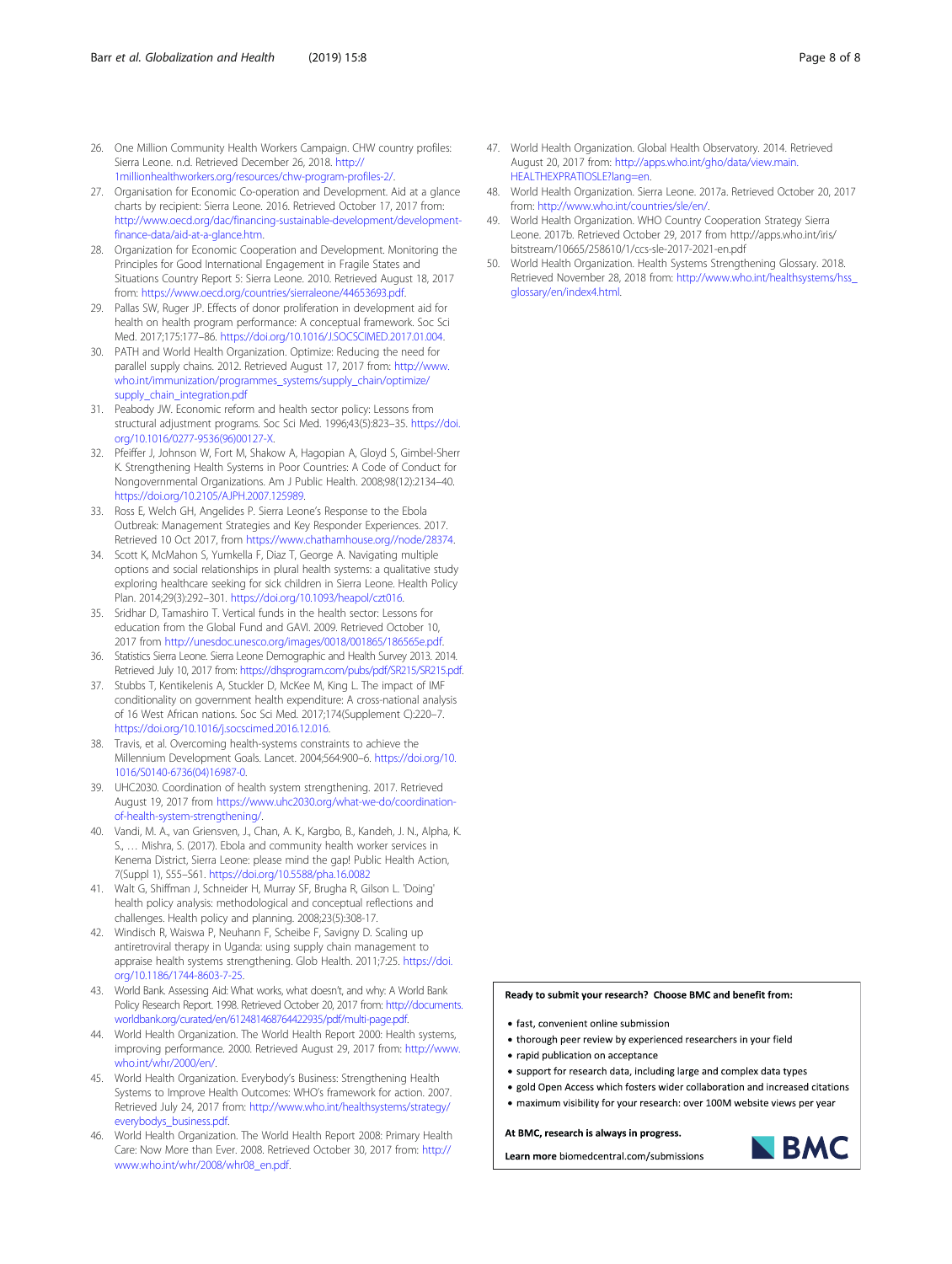26. One Million Community Health Workers Campaign. CHW country profiles: Sierra Leone. n.d. Retrieved December 26, 2018. http://1millionhealthworkers.org/resources/chw-program-profiles-2/.
27. Organisation for Economic Co-operation and Development. Aid at a glance charts by recipient: Sierra Leone. 2016. Retrieved October 17, 2017 from: http://www.oecd.org/dac/financing-sustainable-development/development-finance-data/aid-at-a-glance.htm.
28. Organization for Economic Cooperation and Development. Monitoring the Principles for Good International Engagement in Fragile States and Situations Country Report 5: Sierra Leone. 2010. Retrieved August 18, 2017 from: https://www.oecd.org/countries/sierraleone/44653693.pdf.
29. Pallas SW, Ruger JP. Effects of donor proliferation in development aid for health on health program performance: A conceptual framework. Soc Sci Med. 2017;175:177–86. https://doi.org/10.1016/J.SOCSCIMED.2017.01.004.
30. PATH and World Health Organization. Optimize: Reducing the need for parallel supply chains. 2012. Retrieved August 17, 2017 from: http://www.who.int/immunization/programmes_systems/supply_chain/optimize/supply_chain_integration.pdf
31. Peabody JW. Economic reform and health sector policy: Lessons from structural adjustment programs. Soc Sci Med. 1996;43(5):823–35. https://doi.org/10.1016/0277-9536(96)00127-X.
32. Pfeiffer J, Johnson W, Fort M, Shakow A, Hagopian A, Gloyd S, Gimbel-Sherr K. Strengthening Health Systems in Poor Countries: A Code of Conduct for Nongovernmental Organizations. Am J Public Health. 2008;98(12):2134–40. https://doi.org/10.2105/AJPH.2007.125989.
33. Ross E, Welch GH, Angelides P. Sierra Leone's Response to the Ebola Outbreak: Management Strategies and Key Responder Experiences. 2017. Retrieved 10 Oct 2017, from https://www.chathamhouse.org//node/28374.
34. Scott K, McMahon S, Yumkella F, Diaz T, George A. Navigating multiple options and social relationships in plural health systems: a qualitative study exploring healthcare seeking for sick children in Sierra Leone. Health Policy Plan. 2014;29(3):292–301. https://doi.org/10.1093/heapol/czt016.
35. Sridhar D, Tamashiro T. Vertical funds in the health sector: Lessons for education from the Global Fund and GAVI. 2009. Retrieved October 10, 2017 from http://unesdoc.unesco.org/images/0018/001865/186565e.pdf.
36. Statistics Sierra Leone. Sierra Leone Demographic and Health Survey 2013. 2014. Retrieved July 10, 2017 from: https://dhsprogram.com/pubs/pdf/SR215/SR215.pdf.
37. Stubbs T, Kentikelenis A, Stuckler D, McKee M, King L. The impact of IMF conditionality on government health expenditure: A cross-national analysis of 16 West African nations. Soc Sci Med. 2017;174(Supplement C):220–7. https://doi.org/10.1016/j.socscimed.2016.12.016.
38. Travis, et al. Overcoming health-systems constraints to achieve the Millennium Development Goals. Lancet. 2004;564:900–6. https://doi.org/10.1016/S0140-6736(04)16987-0.
39. UHC2030. Coordination of health system strengthening. 2017. Retrieved August 19, 2017 from https://www.uhc2030.org/what-we-do/coordination-of-health-system-strengthening/.
40. Vandi, M. A., van Griensven, J., Chan, A. K., Kargbo, B., Kandeh, J. N., Alpha, K. S., … Mishra, S. (2017). Ebola and community health worker services in Kenema District, Sierra Leone: please mind the gap! Public Health Action, 7(Suppl 1), S55–S61. https://doi.org/10.5588/pha.16.0082
41. Walt G, Shiffman J, Schneider H, Murray SF, Brugha R, Gilson L. 'Doing' health policy analysis: methodological and conceptual reflections and challenges. Health policy and planning. 2008;23(5):308-17.
42. Windisch R, Waiswa P, Neuhann F, Scheibe F, Savigny D. Scaling up antiretroviral therapy in Uganda: using supply chain management to appraise health systems strengthening. Glob Health. 2011;7:25. https://doi.org/10.1186/1744-8603-7-25.
43. World Bank. Assessing Aid: What works, what doesn't, and why: A World Bank Policy Research Report. 1998. Retrieved October 20, 2017 from: http://documents.worldbank.org/curated/en/612481468764422935/pdf/multi-page.pdf.
44. World Health Organization. The World Health Report 2000: Health systems, improving performance. 2000. Retrieved August 29, 2017 from: http://www.who.int/whr/2000/en/.
45. World Health Organization. Everybody's Business: Strengthening Health Systems to Improve Health Outcomes: WHO's framework for action. 2007. Retrieved July 24, 2017 from: http://www.who.int/healthsystems/strategy/everybodys_business.pdf.
46. World Health Organization. The World Health Report 2008: Primary Health Care: Now More than Ever. 2008. Retrieved October 30, 2017 from: http://www.who.int/whr/2008/whr08_en.pdf.
47. World Health Organization. Global Health Observatory. 2014. Retrieved August 20, 2017 from: http://apps.who.int/gho/data/view.main.HEALTHEXPRATIOSLE?lang=en.
48. World Health Organization. Sierra Leone. 2017a. Retrieved October 20, 2017 from: http://www.who.int/countries/sle/en/.
49. World Health Organization. WHO Country Cooperation Strategy Sierra Leone. 2017b. Retrieved October 29, 2017 from http://apps.who.int/iris/bitstream/10665/258610/1/ccs-sle-2017-2021-en.pdf
50. World Health Organization. Health Systems Strengthening Glossary. 2018. Retrieved November 28, 2018 from: http://www.who.int/healthsystems/hss_glossary/en/index4.html.

**Ready to submit your research? Choose BMC and benefit from:**

- fast, convenient online submission
- thorough peer review by experienced researchers in your field
- rapid publication on acceptance
- support for research data, including large and complex data types
- gold Open Access which fosters wider collaboration and increased citations
- maximum visibility for your research: over 100M website views per year

**At BMC, research is always in progress.**

**Learn more** biomedcentral.com/submissions

BMC